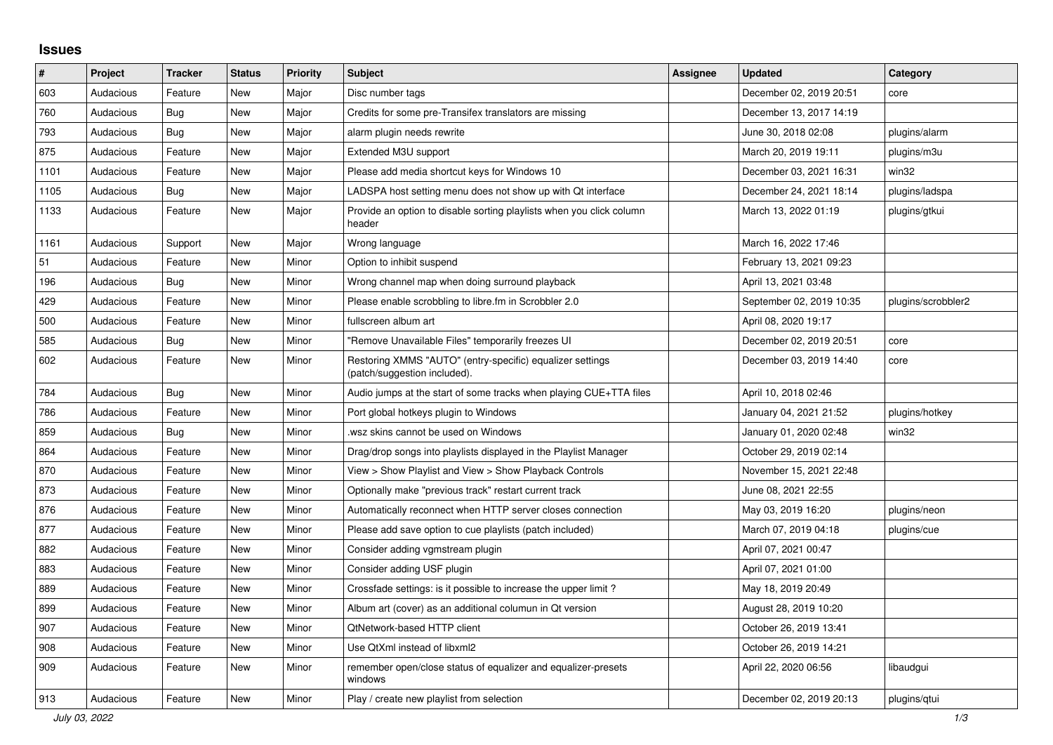# Issues

| # | Project | Tracker | Status | Priority | Subject | Assignee | Updated | Category |
|---|---|---|---|---|---|---|---|---|
| 603 | Audacious | Feature | New | Major | Disc number tags | | December 02, 2019 20:51 | core |
| 760 | Audacious | Bug | New | Major | Credits for some pre-Transifex translators are missing | | December 13, 2017 14:19 | |
| 793 | Audacious | Bug | New | Major | alarm plugin needs rewrite | | June 30, 2018 02:08 | plugins/alarm |
| 875 | Audacious | Feature | New | Major | Extended M3U support | | March 20, 2019 19:11 | plugins/m3u |
| 1101 | Audacious | Feature | New | Major | Please add media shortcut keys for Windows 10 | | December 03, 2021 16:31 | win32 |
| 1105 | Audacious | Bug | New | Major | LADSPA host setting menu does not show up with Qt interface | | December 24, 2021 18:14 | plugins/ladspa |
| 1133 | Audacious | Feature | New | Major | Provide an option to disable sorting playlists when you click column header | | March 13, 2022 01:19 | plugins/gtkui |
| 1161 | Audacious | Support | New | Major | Wrong language | | March 16, 2022 17:46 | |
| 51 | Audacious | Feature | New | Minor | Option to inhibit suspend | | February 13, 2021 09:23 | |
| 196 | Audacious | Bug | New | Minor | Wrong channel map when doing surround playback | | April 13, 2021 03:48 | |
| 429 | Audacious | Feature | New | Minor | Please enable scrobbling to libre.fm in Scrobbler 2.0 | | September 02, 2019 10:35 | plugins/scrobbler2 |
| 500 | Audacious | Feature | New | Minor | fullscreen album art | | April 08, 2020 19:17 | |
| 585 | Audacious | Bug | New | Minor | "Remove Unavailable Files" temporarily freezes UI | | December 02, 2019 20:51 | core |
| 602 | Audacious | Feature | New | Minor | Restoring XMMS "AUTO" (entry-specific) equalizer settings (patch/suggestion included). | | December 03, 2019 14:40 | core |
| 784 | Audacious | Bug | New | Minor | Audio jumps at the start of some tracks when playing CUE+TTA files | | April 10, 2018 02:46 | |
| 786 | Audacious | Feature | New | Minor | Port global hotkeys plugin to Windows | | January 04, 2021 21:52 | plugins/hotkey |
| 859 | Audacious | Bug | New | Minor | .wsz skins cannot be used on Windows | | January 01, 2020 02:48 | win32 |
| 864 | Audacious | Feature | New | Minor | Drag/drop songs into playlists displayed in the Playlist Manager | | October 29, 2019 02:14 | |
| 870 | Audacious | Feature | New | Minor | View > Show Playlist and View > Show Playback Controls | | November 15, 2021 22:48 | |
| 873 | Audacious | Feature | New | Minor | Optionally make "previous track" restart current track | | June 08, 2021 22:55 | |
| 876 | Audacious | Feature | New | Minor | Automatically reconnect when HTTP server closes connection | | May 03, 2019 16:20 | plugins/neon |
| 877 | Audacious | Feature | New | Minor | Please add save option to cue playlists (patch included) | | March 07, 2019 04:18 | plugins/cue |
| 882 | Audacious | Feature | New | Minor | Consider adding vgmstream plugin | | April 07, 2021 00:47 | |
| 883 | Audacious | Feature | New | Minor | Consider adding USF plugin | | April 07, 2021 01:00 | |
| 889 | Audacious | Feature | New | Minor | Crossfade settings: is it possible to increase the upper limit ? | | May 18, 2019 20:49 | |
| 899 | Audacious | Feature | New | Minor | Album art (cover) as an additional columun in Qt version | | August 28, 2019 10:20 | |
| 907 | Audacious | Feature | New | Minor | QtNetwork-based HTTP client | | October 26, 2019 13:41 | |
| 908 | Audacious | Feature | New | Minor | Use QtXml instead of libxml2 | | October 26, 2019 14:21 | |
| 909 | Audacious | Feature | New | Minor | remember open/close status of equalizer and equalizer-presets windows | | April 22, 2020 06:56 | libaudgui |
| 913 | Audacious | Feature | New | Minor | Play / create new playlist from selection | | December 02, 2019 20:13 | plugins/qtui |

*July 03, 2022*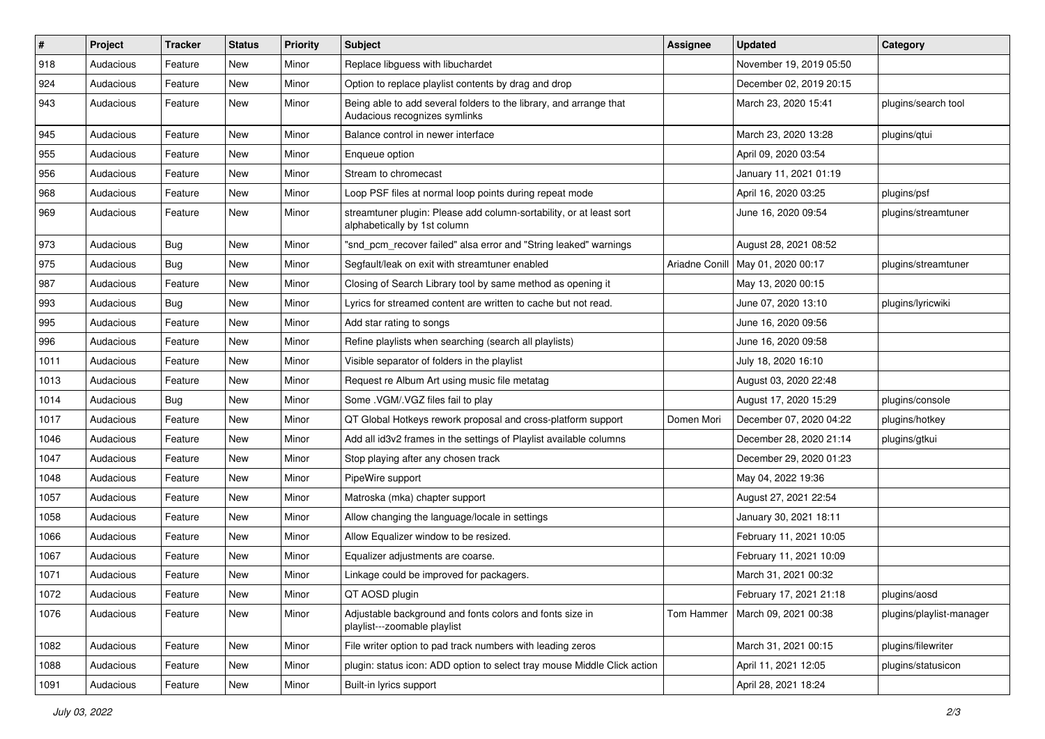| # | Project | Tracker | Status | Priority | Subject | Assignee | Updated | Category |
|---|---|---|---|---|---|---|---|---|
| 918 | Audacious | Feature | New | Minor | Replace libguess with libuchardet | | November 19, 2019 05:50 | |
| 924 | Audacious | Feature | New | Minor | Option to replace playlist contents by drag and drop | | December 02, 2019 20:15 | |
| 943 | Audacious | Feature | New | Minor | Being able to add several folders to the library, and arrange that Audacious recognizes symlinks | | March 23, 2020 15:41 | plugins/search tool |
| 945 | Audacious | Feature | New | Minor | Balance control in newer interface | | March 23, 2020 13:28 | plugins/qtui |
| 955 | Audacious | Feature | New | Minor | Enqueue option | | April 09, 2020 03:54 | |
| 956 | Audacious | Feature | New | Minor | Stream to chromecast | | January 11, 2021 01:19 | |
| 968 | Audacious | Feature | New | Minor | Loop PSF files at normal loop points during repeat mode | | April 16, 2020 03:25 | plugins/psf |
| 969 | Audacious | Feature | New | Minor | streamtuner plugin: Please add column-sortability, or at least sort alphabetically by 1st column | | June 16, 2020 09:54 | plugins/streamtuner |
| 973 | Audacious | Bug | New | Minor | "snd_pcm_recover failed" alsa error and "String leaked" warnings | | August 28, 2021 08:52 | |
| 975 | Audacious | Bug | New | Minor | Segfault/leak on exit with streamtuner enabled | Ariadne Conill | May 01, 2020 00:17 | plugins/streamtuner |
| 987 | Audacious | Feature | New | Minor | Closing of Search Library tool by same method as opening it | | May 13, 2020 00:15 | |
| 993 | Audacious | Bug | New | Minor | Lyrics for streamed content are written to cache but not read. | | June 07, 2020 13:10 | plugins/lyricwiki |
| 995 | Audacious | Feature | New | Minor | Add star rating to songs | | June 16, 2020 09:56 | |
| 996 | Audacious | Feature | New | Minor | Refine playlists when searching (search all playlists) | | June 16, 2020 09:58 | |
| 1011 | Audacious | Feature | New | Minor | Visible separator of folders in the playlist | | July 18, 2020 16:10 | |
| 1013 | Audacious | Feature | New | Minor | Request re Album Art using music file metatag | | August 03, 2020 22:48 | |
| 1014 | Audacious | Bug | New | Minor | Some .VGM/.VGZ files fail to play | | August 17, 2020 15:29 | plugins/console |
| 1017 | Audacious | Feature | New | Minor | QT Global Hotkeys rework proposal and cross-platform support | Domen Mori | December 07, 2020 04:22 | plugins/hotkey |
| 1046 | Audacious | Feature | New | Minor | Add all id3v2 frames in the settings of Playlist available columns | | December 28, 2020 21:14 | plugins/gtkui |
| 1047 | Audacious | Feature | New | Minor | Stop playing after any chosen track | | December 29, 2020 01:23 | |
| 1048 | Audacious | Feature | New | Minor | PipeWire support | | May 04, 2022 19:36 | |
| 1057 | Audacious | Feature | New | Minor | Matroska (mka) chapter support | | August 27, 2021 22:54 | |
| 1058 | Audacious | Feature | New | Minor | Allow changing the language/locale in settings | | January 30, 2021 18:11 | |
| 1066 | Audacious | Feature | New | Minor | Allow Equalizer window to be resized. | | February 11, 2021 10:05 | |
| 1067 | Audacious | Feature | New | Minor | Equalizer adjustments are coarse. | | February 11, 2021 10:09 | |
| 1071 | Audacious | Feature | New | Minor | Linkage could be improved for packagers. | | March 31, 2021 00:32 | |
| 1072 | Audacious | Feature | New | Minor | QT AOSD plugin | | February 17, 2021 21:18 | plugins/aosd |
| 1076 | Audacious | Feature | New | Minor | Adjustable background and fonts colors and fonts size in playlist---zoomable playlist | Tom Hammer | March 09, 2021 00:38 | plugins/playlist-manager |
| 1082 | Audacious | Feature | New | Minor | File writer option to pad track numbers with leading zeros | | March 31, 2021 00:15 | plugins/filewriter |
| 1088 | Audacious | Feature | New | Minor | plugin: status icon: ADD option to select tray mouse Middle Click action | | April 11, 2021 12:05 | plugins/statusicon |
| 1091 | Audacious | Feature | New | Minor | Built-in lyrics support | | April 28, 2021 18:24 | |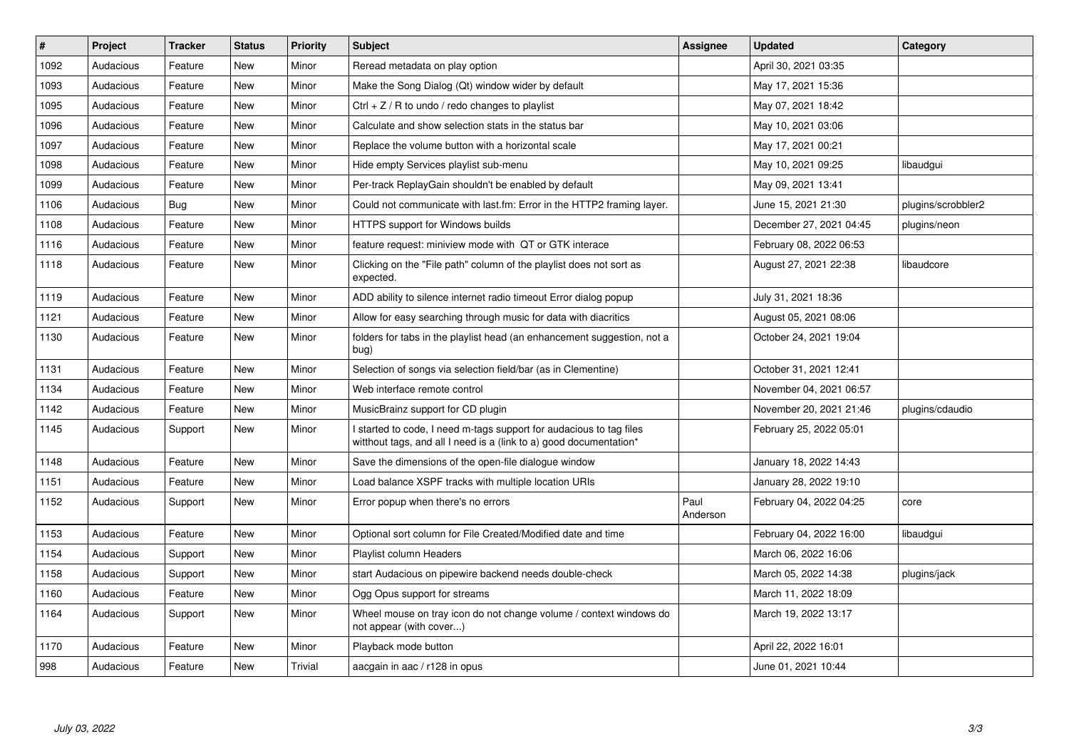| # | Project | Tracker | Status | Priority | Subject | Assignee | Updated | Category |
|---|---|---|---|---|---|---|---|---|
| 1092 | Audacious | Feature | New | Minor | Reread metadata on play option | | April 30, 2021 03:35 | |
| 1093 | Audacious | Feature | New | Minor | Make the Song Dialog (Qt) window wider by default | | May 17, 2021 15:36 | |
| 1095 | Audacious | Feature | New | Minor | Ctrl + Z / R to undo / redo changes to playlist | | May 07, 2021 18:42 | |
| 1096 | Audacious | Feature | New | Minor | Calculate and show selection stats in the status bar | | May 10, 2021 03:06 | |
| 1097 | Audacious | Feature | New | Minor | Replace the volume button with a horizontal scale | | May 17, 2021 00:21 | |
| 1098 | Audacious | Feature | New | Minor | Hide empty Services playlist sub-menu | | May 10, 2021 09:25 | libaudgui |
| 1099 | Audacious | Feature | New | Minor | Per-track ReplayGain shouldn't be enabled by default | | May 09, 2021 13:41 | |
| 1106 | Audacious | Bug | New | Minor | Could not communicate with last.fm: Error in the HTTP2 framing layer. | | June 15, 2021 21:30 | plugins/scrobbler2 |
| 1108 | Audacious | Feature | New | Minor | HTTPS support for Windows builds | | December 27, 2021 04:45 | plugins/neon |
| 1116 | Audacious | Feature | New | Minor | feature request: miniview mode with QT or GTK interace | | February 08, 2022 06:53 | |
| 1118 | Audacious | Feature | New | Minor | Clicking on the "File path" column of the playlist does not sort as expected. | | August 27, 2021 22:38 | libaudcore |
| 1119 | Audacious | Feature | New | Minor | ADD ability to silence internet radio timeout Error dialog popup | | July 31, 2021 18:36 | |
| 1121 | Audacious | Feature | New | Minor | Allow for easy searching through music for data with diacritics | | August 05, 2021 08:06 | |
| 1130 | Audacious | Feature | New | Minor | folders for tabs in the playlist head (an enhancement suggestion, not a bug) | | October 24, 2021 19:04 | |
| 1131 | Audacious | Feature | New | Minor | Selection of songs via selection field/bar (as in Clementine) | | October 31, 2021 12:41 | |
| 1134 | Audacious | Feature | New | Minor | Web interface remote control | | November 04, 2021 06:57 | |
| 1142 | Audacious | Feature | New | Minor | MusicBrainz support for CD plugin | | November 20, 2021 21:46 | plugins/cdaudio |
| 1145 | Audacious | Support | New | Minor | I started to code, I need m-tags support for audacious to tag files witthout tags, and all I need is a (link to a) good documentation* | | February 25, 2022 05:01 | |
| 1148 | Audacious | Feature | New | Minor | Save the dimensions of the open-file dialogue window | | January 18, 2022 14:43 | |
| 1151 | Audacious | Feature | New | Minor | Load balance XSPF tracks with multiple location URIs | | January 28, 2022 19:10 | |
| 1152 | Audacious | Support | New | Minor | Error popup when there's no errors | Paul Anderson | February 04, 2022 04:25 | core |
| 1153 | Audacious | Feature | New | Minor | Optional sort column for File Created/Modified date and time | | February 04, 2022 16:00 | libaudgui |
| 1154 | Audacious | Support | New | Minor | Playlist column Headers | | March 06, 2022 16:06 | |
| 1158 | Audacious | Support | New | Minor | start Audacious on pipewire backend needs double-check | | March 05, 2022 14:38 | plugins/jack |
| 1160 | Audacious | Feature | New | Minor | Ogg Opus support for streams | | March 11, 2022 18:09 | |
| 1164 | Audacious | Support | New | Minor | Wheel mouse on tray icon do not change volume / context windows do not appear (with cover...) | | March 19, 2022 13:17 | |
| 1170 | Audacious | Feature | New | Minor | Playback mode button | | April 22, 2022 16:01 | |
| 998 | Audacious | Feature | New | Trivial | aacgain in aac / r128 in opus | | June 01, 2021 10:44 | |

*July 03, 2022*